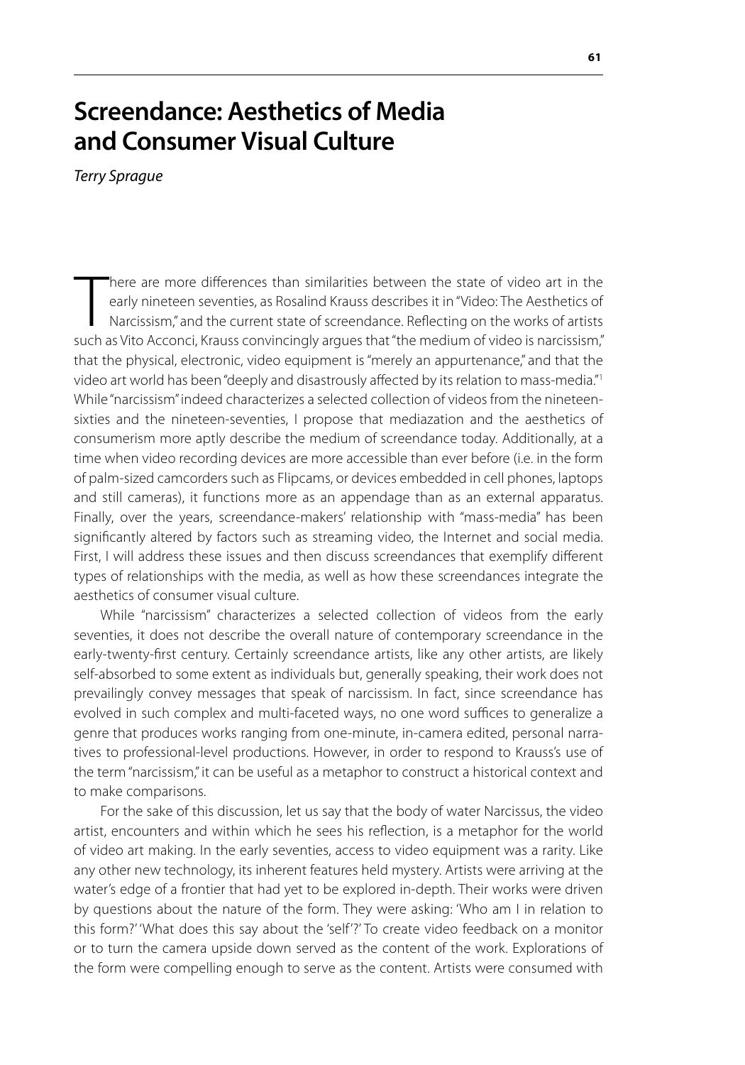# Screendance: Aesthetics of Media and Consumer Visual Culture

*Terry Sprague*

There are more differences than similarities between the state of video art in the early nineteen seventies, as Rosalind Krauss describes it in "Video: The Aesthetics of Narcissism," and the current state of screendance. Reflecting on the works of artists such as Vito Acconci, Krauss convincingly argues that "the medium of video is narcissism," that the physical, electronic, video equipment is "merely an appurtenance," and that the video art world has been "deeply and disastrously affected by its relation to mass-media."[1] While "narcissism" indeed characterizes a selected collection of videos from the nineteen-sixties and the nineteen-seventies, I propose that mediazation and the aesthetics of consumerism more aptly describe the medium of screendance today. Additionally, at a time when video recording devices are more accessible than ever before (i.e. in the form of palm-sized camcorders such as Flipcams, or devices embedded in cell phones, laptops and still cameras), it functions more as an appendage than as an external apparatus. Finally, over the years, screendance-makers' relationship with "mass-media" has been significantly altered by factors such as streaming video, the Internet and social media. First, I will address these issues and then discuss screendances that exemplify different types of relationships with the media, as well as how these screendances integrate the aesthetics of consumer visual culture.

While "narcissism" characterizes a selected collection of videos from the early seventies, it does not describe the overall nature of contemporary screendance in the early-twenty-first century. Certainly screendance artists, like any other artists, are likely self-absorbed to some extent as individuals but, generally speaking, their work does not prevailingly convey messages that speak of narcissism. In fact, since screendance has evolved in such complex and multi-faceted ways, no one word suffices to generalize a genre that produces works ranging from one-minute, in-camera edited, personal narratives to professional-level productions. However, in order to respond to Krauss's use of the term "narcissism," it can be useful as a metaphor to construct a historical context and to make comparisons.

For the sake of this discussion, let us say that the body of water Narcissus, the video artist, encounters and within which he sees his reflection, is a metaphor for the world of video art making. In the early seventies, access to video equipment was a rarity. Like any other new technology, its inherent features held mystery. Artists were arriving at the water's edge of a frontier that had yet to be explored in-depth. Their works were driven by questions about the nature of the form. They were asking: 'Who am I in relation to this form?' 'What does this say about the 'self'?' To create video feedback on a monitor or to turn the camera upside down served as the content of the work. Explorations of the form were compelling enough to serve as the content. Artists were consumed with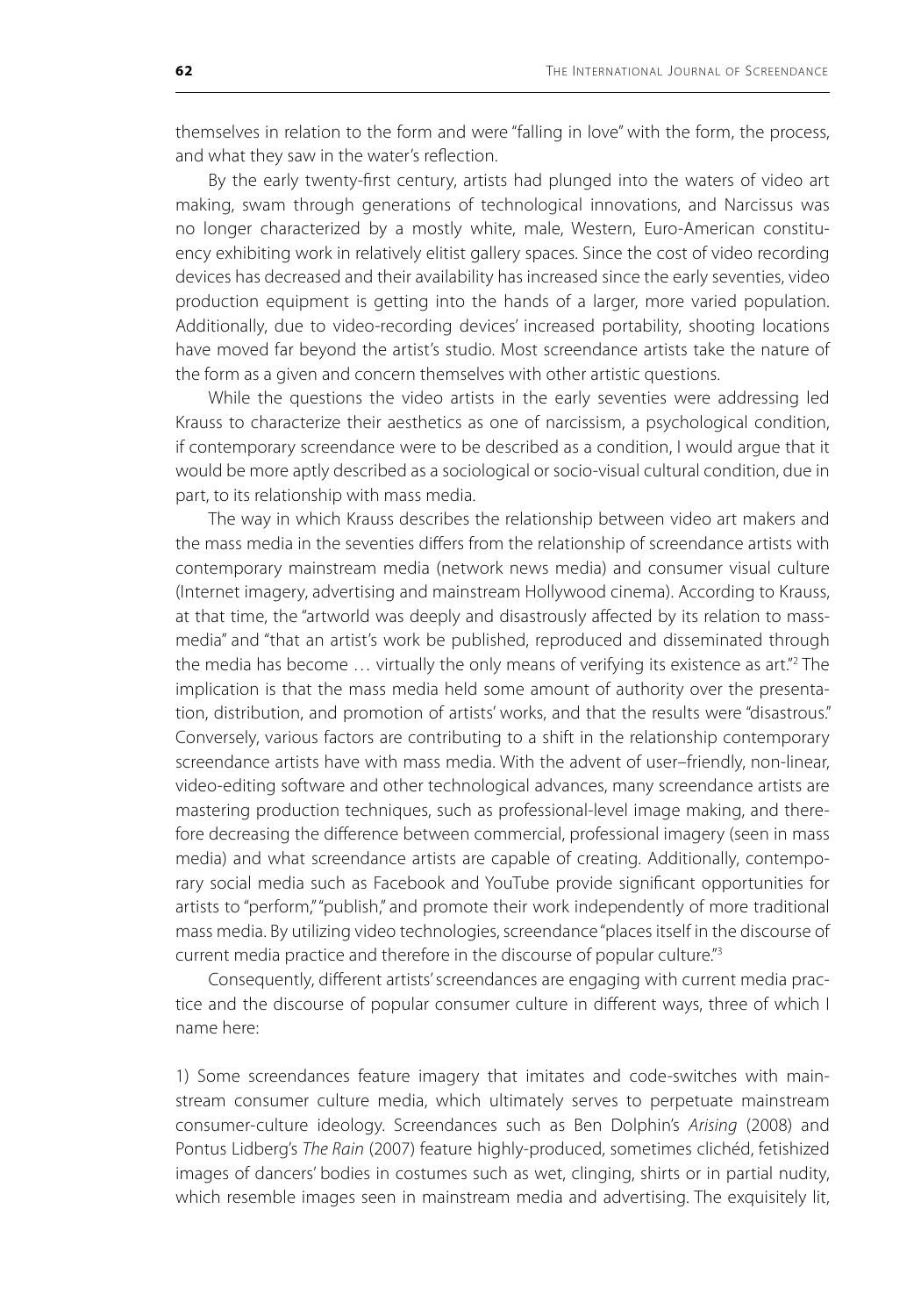themselves in relation to the form and were "falling in love" with the form, the process, and what they saw in the water's reflection.

By the early twenty-first century, artists had plunged into the waters of video art making, swam through generations of technological innovations, and Narcissus was no longer characterized by a mostly white, male, Western, Euro-American constituency exhibiting work in relatively elitist gallery spaces. Since the cost of video recording devices has decreased and their availability has increased since the early seventies, video production equipment is getting into the hands of a larger, more varied population. Additionally, due to video-recording devices' increased portability, shooting locations have moved far beyond the artist's studio. Most screendance artists take the nature of the form as a given and concern themselves with other artistic questions.

While the questions the video artists in the early seventies were addressing led Krauss to characterize their aesthetics as one of narcissism, a psychological condition, if contemporary screendance were to be described as a condition, I would argue that it would be more aptly described as a sociological or socio-visual cultural condition, due in part, to its relationship with mass media.

The way in which Krauss describes the relationship between video art makers and the mass media in the seventies differs from the relationship of screendance artists with contemporary mainstream media (network news media) and consumer visual culture (Internet imagery, advertising and mainstream Hollywood cinema). According to Krauss, at that time, the "artworld was deeply and disastrously affected by its relation to mass-media" and "that an artist's work be published, reproduced and disseminated through the media has become … virtually the only means of verifying its existence as art."[2] The implication is that the mass media held some amount of authority over the presentation, distribution, and promotion of artists' works, and that the results were "disastrous." Conversely, various factors are contributing to a shift in the relationship contemporary screendance artists have with mass media. With the advent of user–friendly, non-linear, video-editing software and other technological advances, many screendance artists are mastering production techniques, such as professional-level image making, and therefore decreasing the difference between commercial, professional imagery (seen in mass media) and what screendance artists are capable of creating. Additionally, contemporary social media such as Facebook and YouTube provide significant opportunities for artists to "perform," "publish," and promote their work independently of more traditional mass media. By utilizing video technologies, screendance "places itself in the discourse of current media practice and therefore in the discourse of popular culture."[3]

Consequently, different artists' screendances are engaging with current media practice and the discourse of popular consumer culture in different ways, three of which I name here:

1) Some screendances feature imagery that imitates and code-switches with mainstream consumer culture media, which ultimately serves to perpetuate mainstream consumer-culture ideology. Screendances such as Ben Dolphin's *Arising* (2008) and Pontus Lidberg's *The Rain* (2007) feature highly-produced, sometimes clichéd, fetishized images of dancers' bodies in costumes such as wet, clinging, shirts or in partial nudity, which resemble images seen in mainstream media and advertising. The exquisitely lit,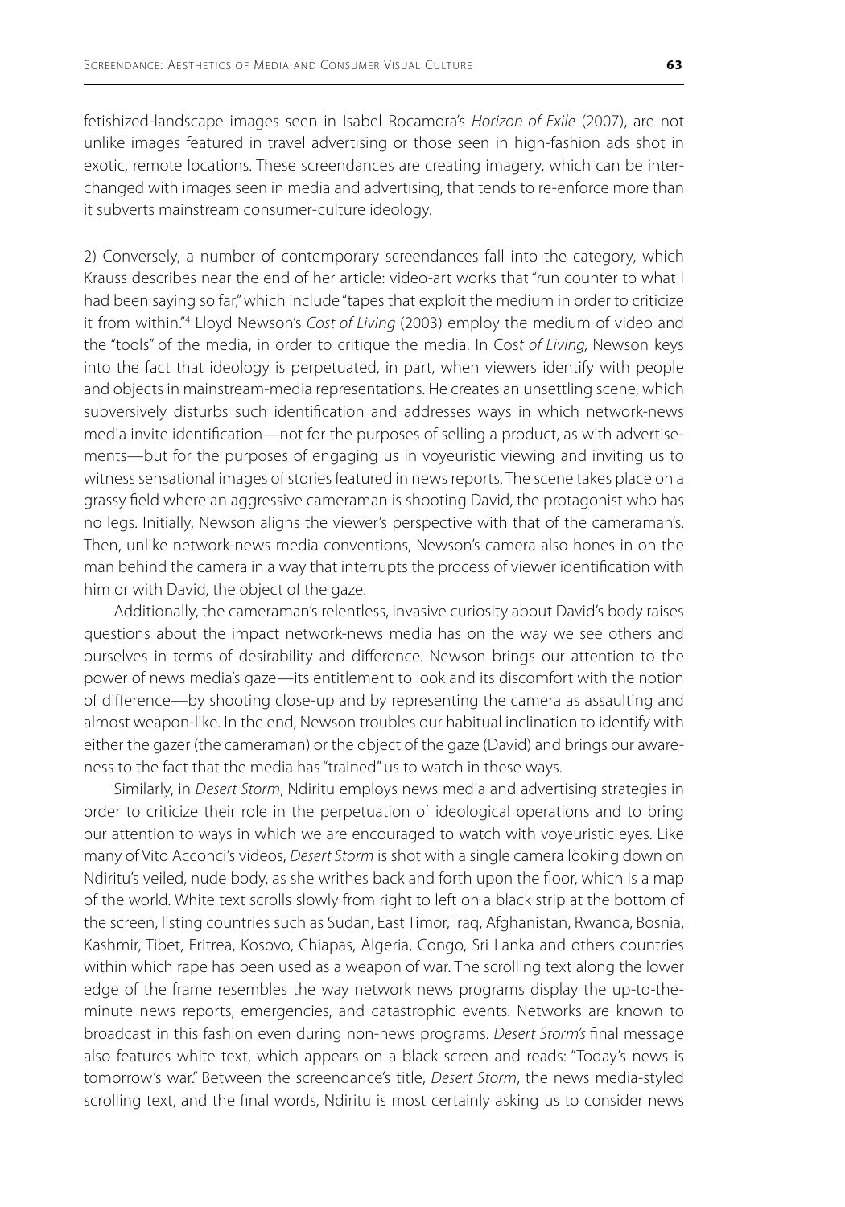fetishized-landscape images seen in Isabel Rocamora's *Horizon of Exile* (2007), are not unlike images featured in travel advertising or those seen in high-fashion ads shot in exotic, remote locations. These screendances are creating imagery, which can be interchanged with images seen in media and advertising, that tends to re-enforce more than it subverts mainstream consumer-culture ideology.

2) Conversely, a number of contemporary screendances fall into the category, which Krauss describes near the end of her article: video-art works that "run counter to what I had been saying so far," which include "tapes that exploit the medium in order to criticize it from within."[4] Lloyd Newson's *Cost of Living* (2003) employ the medium of video and the "tools" of the media, in order to critique the media. In *Cost of Living,* Newson keys into the fact that ideology is perpetuated, in part, when viewers identify with people and objects in mainstream-media representations. He creates an unsettling scene, which subversively disturbs such identification and addresses ways in which network-news media invite identification—not for the purposes of selling a product, as with advertisements—but for the purposes of engaging us in voyeuristic viewing and inviting us to witness sensational images of stories featured in news reports. The scene takes place on a grassy field where an aggressive cameraman is shooting David, the protagonist who has no legs. Initially, Newson aligns the viewer's perspective with that of the cameraman's. Then, unlike network-news media conventions, Newson's camera also hones in on the man behind the camera in a way that interrupts the process of viewer identification with him or with David, the object of the gaze.

Additionally, the cameraman's relentless, invasive curiosity about David's body raises questions about the impact network-news media has on the way we see others and ourselves in terms of desirability and difference. Newson brings our attention to the power of news media's gaze—its entitlement to look and its discomfort with the notion of difference—by shooting close-up and by representing the camera as assaulting and almost weapon-like. In the end, Newson troubles our habitual inclination to identify with either the gazer (the cameraman) or the object of the gaze (David) and brings our awareness to the fact that the media has "trained" us to watch in these ways.

Similarly, in *Desert Storm*, Ndiritu employs news media and advertising strategies in order to criticize their role in the perpetuation of ideological operations and to bring our attention to ways in which we are encouraged to watch with voyeuristic eyes. Like many of Vito Acconci's videos, *Desert Storm* is shot with a single camera looking down on Ndiritu's veiled, nude body, as she writhes back and forth upon the floor, which is a map of the world. White text scrolls slowly from right to left on a black strip at the bottom of the screen, listing countries such as Sudan, East Timor, Iraq, Afghanistan, Rwanda, Bosnia, Kashmir, Tibet, Eritrea, Kosovo, Chiapas, Algeria, Congo, Sri Lanka and others countries within which rape has been used as a weapon of war. The scrolling text along the lower edge of the frame resembles the way network news programs display the up-to-the-minute news reports, emergencies, and catastrophic events. Networks are known to broadcast in this fashion even during non-news programs. *Desert Storm's* final message also features white text, which appears on a black screen and reads: "Today's news is tomorrow's war." Between the screendance's title, *Desert Storm*, the news media-styled scrolling text, and the final words, Ndiritu is most certainly asking us to consider news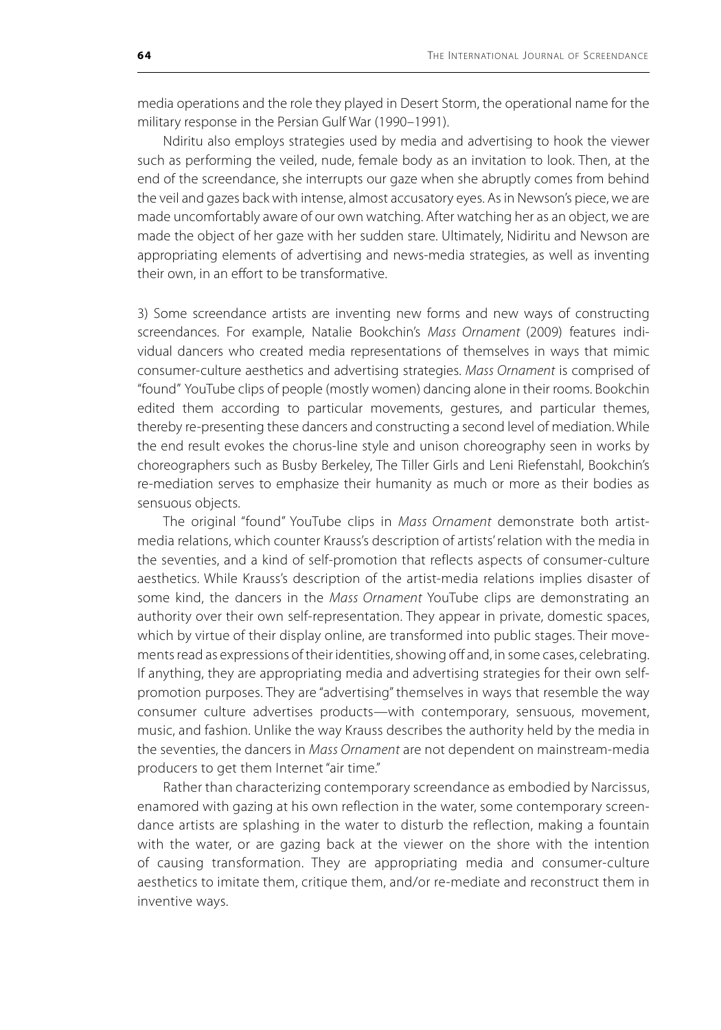media operations and the role they played in Desert Storm, the operational name for the military response in the Persian Gulf War (1990–1991).

Ndiritu also employs strategies used by media and advertising to hook the viewer such as performing the veiled, nude, female body as an invitation to look. Then, at the end of the screendance, she interrupts our gaze when she abruptly comes from behind the veil and gazes back with intense, almost accusatory eyes. As in Newson's piece, we are made uncomfortably aware of our own watching. After watching her as an object, we are made the object of her gaze with her sudden stare. Ultimately, Nidiritu and Newson are appropriating elements of advertising and news-media strategies, as well as inventing their own, in an effort to be transformative.

3) Some screendance artists are inventing new forms and new ways of constructing screendances. For example, Natalie Bookchin's *Mass Ornament* (2009) features individual dancers who created media representations of themselves in ways that mimic consumer-culture aesthetics and advertising strategies. *Mass Ornament* is comprised of "found" YouTube clips of people (mostly women) dancing alone in their rooms. Bookchin edited them according to particular movements, gestures, and particular themes, thereby re-presenting these dancers and constructing a second level of mediation. While the end result evokes the chorus-line style and unison choreography seen in works by choreographers such as Busby Berkeley, The Tiller Girls and Leni Riefenstahl, Bookchin's re-mediation serves to emphasize their humanity as much or more as their bodies as sensuous objects.

The original "found" YouTube clips in *Mass Ornament* demonstrate both artist-media relations, which counter Krauss's description of artists' relation with the media in the seventies, and a kind of self-promotion that reflects aspects of consumer-culture aesthetics. While Krauss's description of the artist-media relations implies disaster of some kind, the dancers in the *Mass Ornament* YouTube clips are demonstrating an authority over their own self-representation. They appear in private, domestic spaces, which by virtue of their display online, are transformed into public stages. Their movements read as expressions of their identities, showing off and, in some cases, celebrating. If anything, they are appropriating media and advertising strategies for their own self-promotion purposes. They are "advertising" themselves in ways that resemble the way consumer culture advertises products—with contemporary, sensuous, movement, music, and fashion. Unlike the way Krauss describes the authority held by the media in the seventies, the dancers in *Mass Ornament* are not dependent on mainstream-media producers to get them Internet "air time."

Rather than characterizing contemporary screendance as embodied by Narcissus, enamored with gazing at his own reflection in the water, some contemporary screendance artists are splashing in the water to disturb the reflection, making a fountain with the water, or are gazing back at the viewer on the shore with the intention of causing transformation. They are appropriating media and consumer-culture aesthetics to imitate them, critique them, and/or re-mediate and reconstruct them in inventive ways.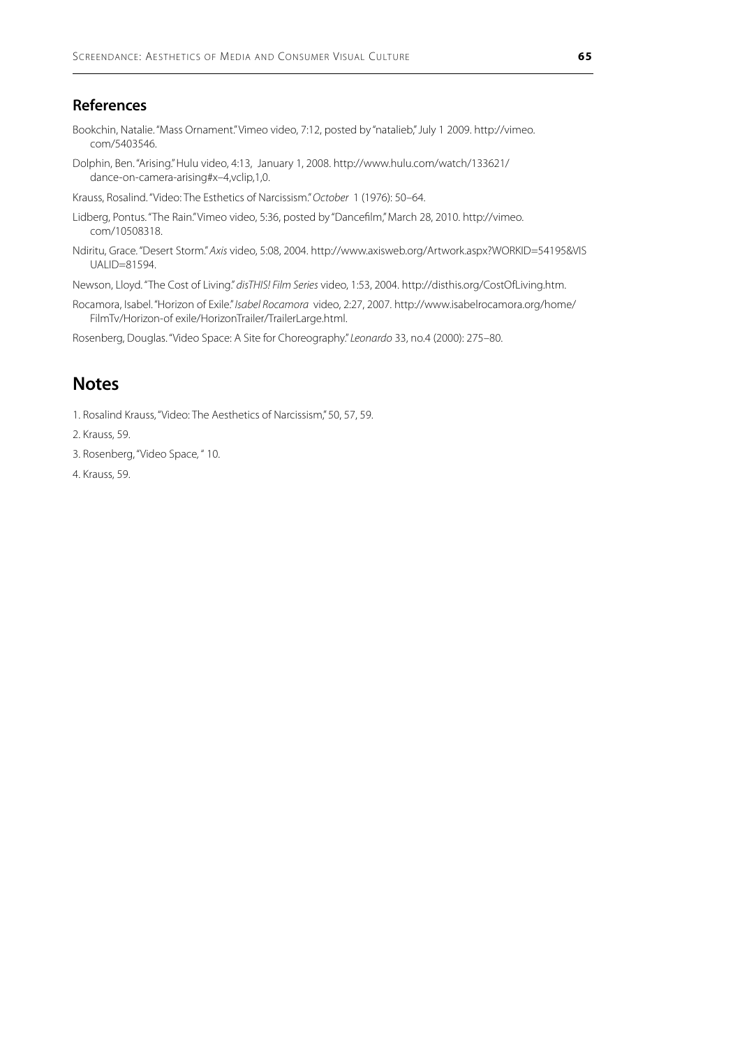## References

Bookchin, Natalie. "Mass Ornament." Vimeo video, 7:12, posted by "natalieb," July 1 2009. http://vimeo.com/5403546.

Dolphin, Ben. "Arising." Hulu video, 4:13, January 1, 2008. http://www.hulu.com/watch/133621/dance-on-camera-arising#x–4,vclip,1,0.

Krauss, Rosalind. "Video: The Esthetics of Narcissism." *October* 1 (1976): 50–64.

Lidberg, Pontus. "The Rain." Vimeo video, 5:36, posted by "Dancefilm," March 28, 2010. http://vimeo.com/10508318.

Ndiritu, Grace. "Desert Storm." *Axis* video, 5:08, 2004. http://www.axisweb.org/Artwork.aspx?WORKID=54195&VISUALID=81594.

Newson, Lloyd. "The Cost of Living." *disTHIS! Film Series* video, 1:53, 2004. http://disthis.org/CostOfLiving.htm.

Rocamora, Isabel. "Horizon of Exile." *Isabel Rocamora* video, 2:27, 2007. http://www.isabelrocamora.org/home/FilmTv/Horizon-of exile/HorizonTrailer/TrailerLarge.html.

Rosenberg, Douglas. "Video Space: A Site for Choreography." *Leonardo* 33, no.4 (2000): 275–80.

# Notes

1. Rosalind Krauss, "Video: The Aesthetics of Narcissism," 50, 57, 59.

2. Krauss, 59.

3. Rosenberg, "Video Space, " 10.

4. Krauss, 59.